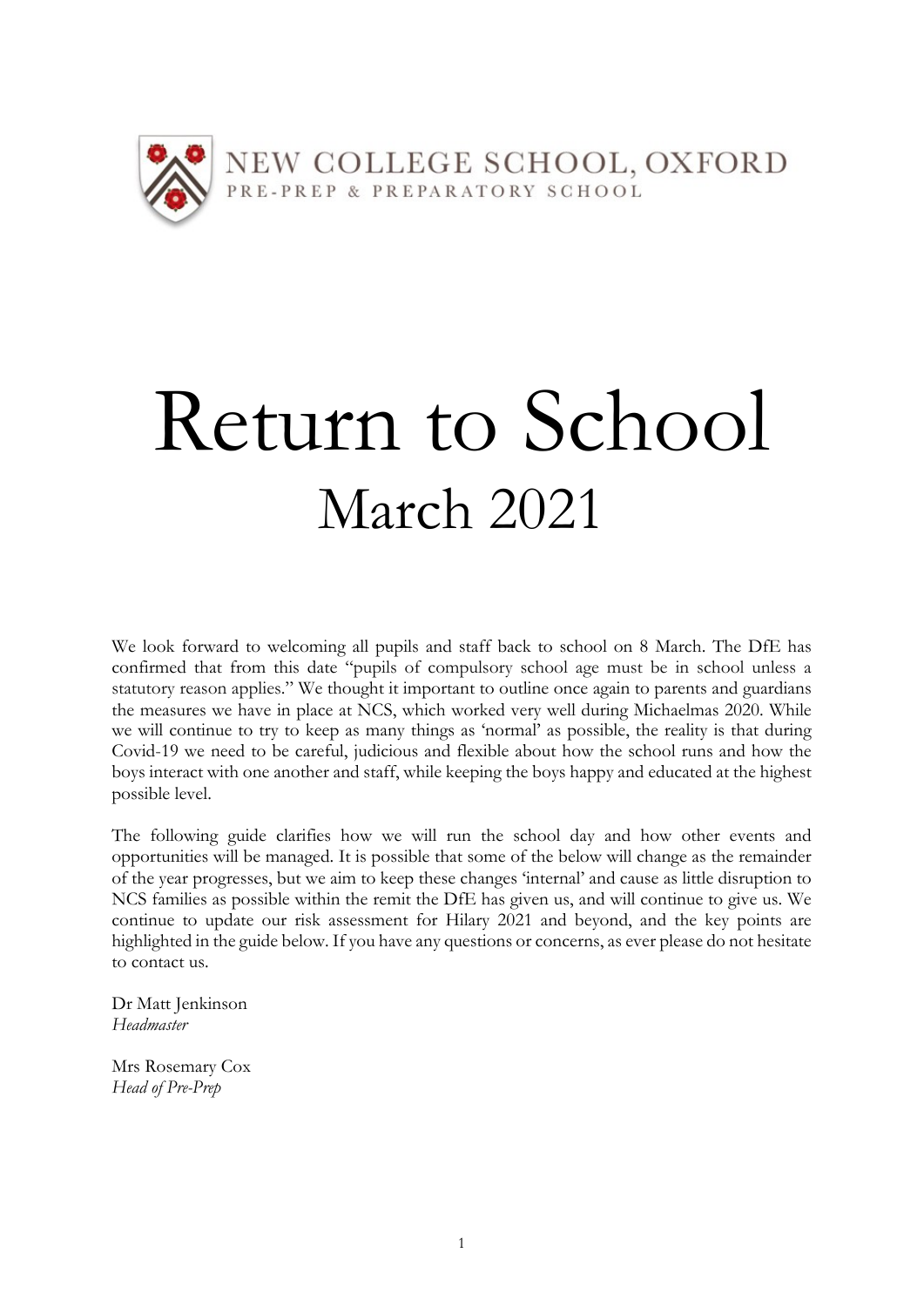NEW COLLEGE SCHOOL, OXFORD

PRE-PREP & PREPARATORY SCHOOL

# Return to School

## March 2021

We look forward to welcoming all pupils and staff back to school on 8 March. The DfE has confirmed that from this date "pupils of compulsory school age must be in school unless a statutory reason applies." We thought it important to outline once again to parents and guardians the measures we have in place at NCS, which worked very well during Michaelmas 2020. While we will continue to try to keep as many things as 'normal' as possible, the reality is that during Covid-19 we need to be careful, judicious and flexible about how the school runs and how the boys interact with one another and staff, while keeping the boys happy and educated at the highest possible level.

The following guide clarifies how we will run the school day and how other events and opportunities will be managed. It is possible that some of the below will change as the remainder of the year progresses, but we aim to keep these changes 'internal' and cause as little disruption to NCS families as possible within the remit the DfE has given us, and will continue to give us. We continue to update our risk assessment for Hilary 2021 and beyond, and the key points are highlighted in the guide below. If you have any questions or concerns, as ever please do not hesitate to contact us.

Dr Matt Jenkinson
*Headmaster*

Mrs Rosemary Cox
*Head of Pre-Prep*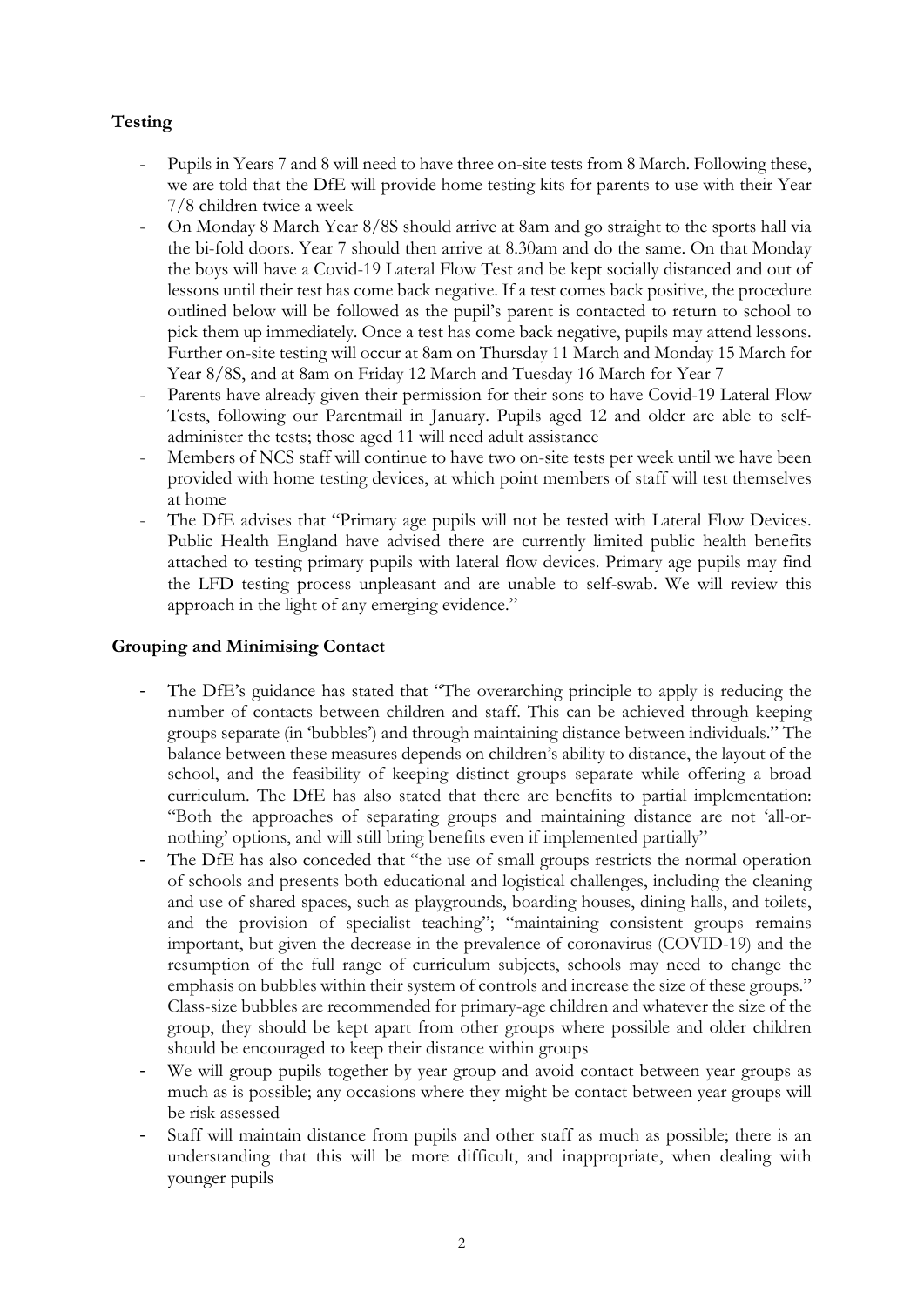## Testing

- Pupils in Years 7 and 8 will need to have three on-site tests from 8 March. Following these, we are told that the DfE will provide home testing kits for parents to use with their Year 7/8 children twice a week
- On Monday 8 March Year 8/8S should arrive at 8am and go straight to the sports hall via the bi-fold doors. Year 7 should then arrive at 8.30am and do the same. On that Monday the boys will have a Covid-19 Lateral Flow Test and be kept socially distanced and out of lessons until their test has come back negative. If a test comes back positive, the procedure outlined below will be followed as the pupil's parent is contacted to return to school to pick them up immediately. Once a test has come back negative, pupils may attend lessons. Further on-site testing will occur at 8am on Thursday 11 March and Monday 15 March for Year 8/8S, and at 8am on Friday 12 March and Tuesday 16 March for Year 7
- Parents have already given their permission for their sons to have Covid-19 Lateral Flow Tests, following our Parentmail in January. Pupils aged 12 and older are able to self-administer the tests; those aged 11 will need adult assistance
- Members of NCS staff will continue to have two on-site tests per week until we have been provided with home testing devices, at which point members of staff will test themselves at home
- The DfE advises that "Primary age pupils will not be tested with Lateral Flow Devices. Public Health England have advised there are currently limited public health benefits attached to testing primary pupils with lateral flow devices. Primary age pupils may find the LFD testing process unpleasant and are unable to self-swab. We will review this approach in the light of any emerging evidence."

## Grouping and Minimising Contact

- The DfE's guidance has stated that "The overarching principle to apply is reducing the number of contacts between children and staff. This can be achieved through keeping groups separate (in 'bubbles') and through maintaining distance between individuals." The balance between these measures depends on children's ability to distance, the layout of the school, and the feasibility of keeping distinct groups separate while offering a broad curriculum. The DfE has also stated that there are benefits to partial implementation: "Both the approaches of separating groups and maintaining distance are not 'all-or-nothing' options, and will still bring benefits even if implemented partially"
- The DfE has also conceded that "the use of small groups restricts the normal operation of schools and presents both educational and logistical challenges, including the cleaning and use of shared spaces, such as playgrounds, boarding houses, dining halls, and toilets, and the provision of specialist teaching"; "maintaining consistent groups remains important, but given the decrease in the prevalence of coronavirus (COVID-19) and the resumption of the full range of curriculum subjects, schools may need to change the emphasis on bubbles within their system of controls and increase the size of these groups." Class-size bubbles are recommended for primary-age children and whatever the size of the group, they should be kept apart from other groups where possible and older children should be encouraged to keep their distance within groups
- We will group pupils together by year group and avoid contact between year groups as much as is possible; any occasions where they might be contact between year groups will be risk assessed
- Staff will maintain distance from pupils and other staff as much as possible; there is an understanding that this will be more difficult, and inappropriate, when dealing with younger pupils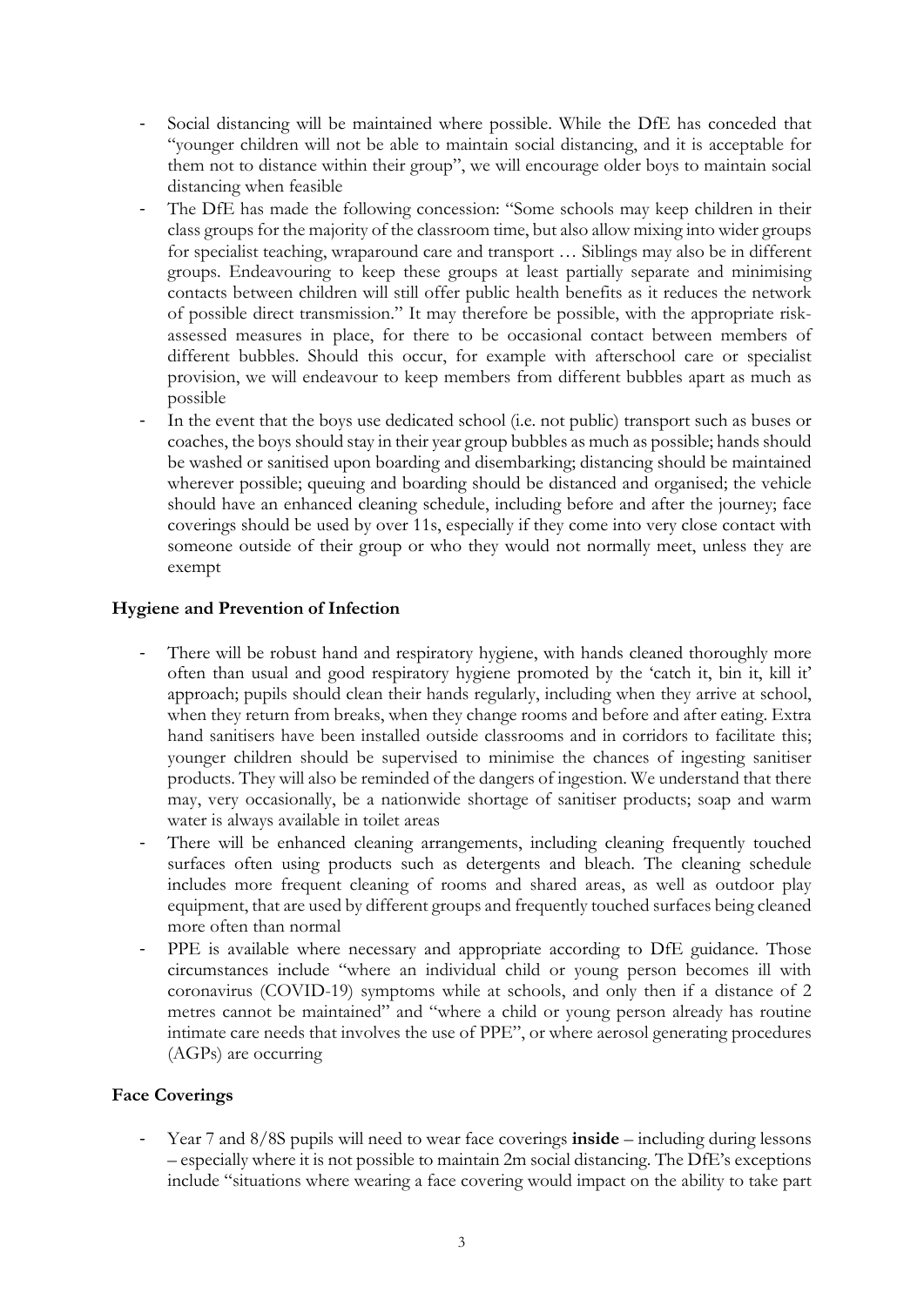- Social distancing will be maintained where possible. While the DfE has conceded that "younger children will not be able to maintain social distancing, and it is acceptable for them not to distance within their group", we will encourage older boys to maintain social distancing when feasible
- The DfE has made the following concession: "Some schools may keep children in their class groups for the majority of the classroom time, but also allow mixing into wider groups for specialist teaching, wraparound care and transport … Siblings may also be in different groups. Endeavouring to keep these groups at least partially separate and minimising contacts between children will still offer public health benefits as it reduces the network of possible direct transmission." It may therefore be possible, with the appropriate risk-assessed measures in place, for there to be occasional contact between members of different bubbles. Should this occur, for example with afterschool care or specialist provision, we will endeavour to keep members from different bubbles apart as much as possible
- In the event that the boys use dedicated school (i.e. not public) transport such as buses or coaches, the boys should stay in their year group bubbles as much as possible; hands should be washed or sanitised upon boarding and disembarking; distancing should be maintained wherever possible; queuing and boarding should be distanced and organised; the vehicle should have an enhanced cleaning schedule, including before and after the journey; face coverings should be used by over 11s, especially if they come into very close contact with someone outside of their group or who they would not normally meet, unless they are exempt

## Hygiene and Prevention of Infection

- There will be robust hand and respiratory hygiene, with hands cleaned thoroughly more often than usual and good respiratory hygiene promoted by the 'catch it, bin it, kill it' approach; pupils should clean their hands regularly, including when they arrive at school, when they return from breaks, when they change rooms and before and after eating. Extra hand sanitisers have been installed outside classrooms and in corridors to facilitate this; younger children should be supervised to minimise the chances of ingesting sanitiser products. They will also be reminded of the dangers of ingestion. We understand that there may, very occasionally, be a nationwide shortage of sanitiser products; soap and warm water is always available in toilet areas
- There will be enhanced cleaning arrangements, including cleaning frequently touched surfaces often using products such as detergents and bleach. The cleaning schedule includes more frequent cleaning of rooms and shared areas, as well as outdoor play equipment, that are used by different groups and frequently touched surfaces being cleaned more often than normal
- PPE is available where necessary and appropriate according to DfE guidance. Those circumstances include "where an individual child or young person becomes ill with coronavirus (COVID-19) symptoms while at schools, and only then if a distance of 2 metres cannot be maintained" and "where a child or young person already has routine intimate care needs that involves the use of PPE", or where aerosol generating procedures (AGPs) are occurring

## Face Coverings

- Year 7 and 8/8S pupils will need to wear face coverings **inside** – including during lessons – especially where it is not possible to maintain 2m social distancing. The DfE's exceptions include "situations where wearing a face covering would impact on the ability to take part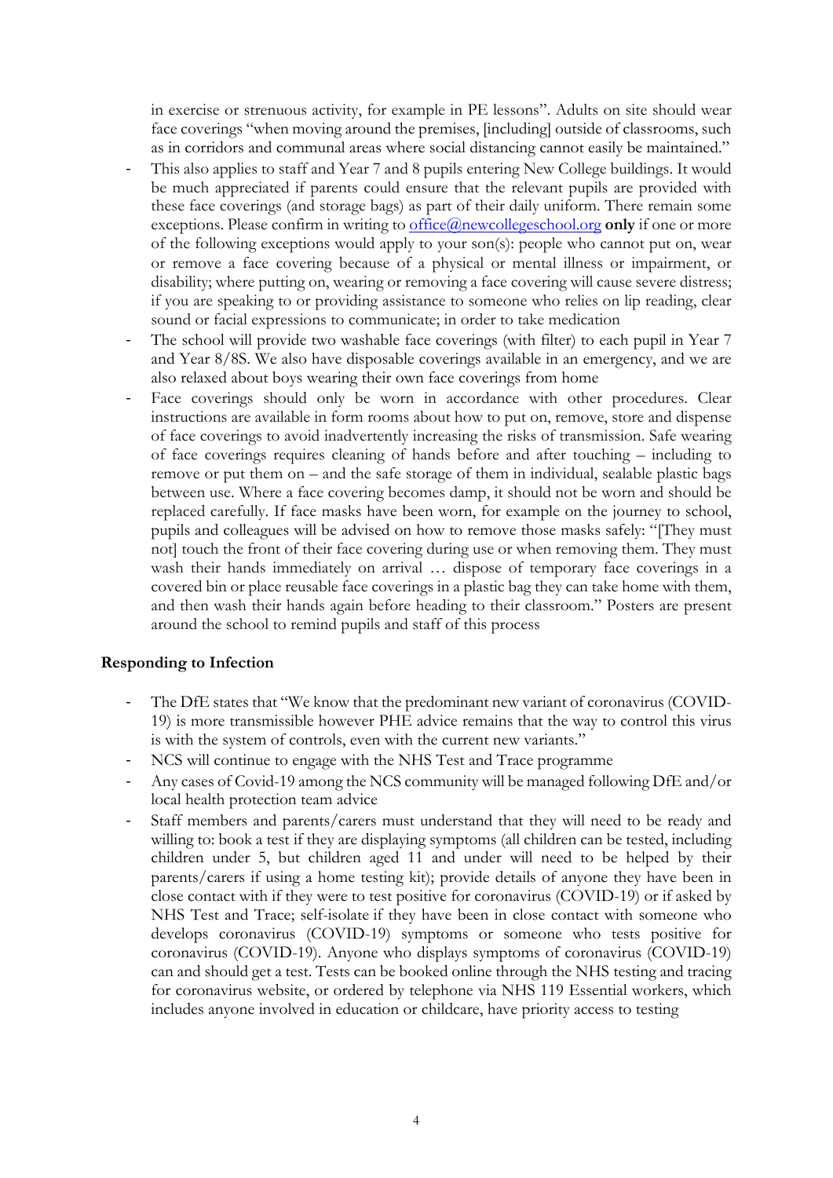in exercise or strenuous activity, for example in PE lessons". Adults on site should wear face coverings "when moving around the premises, [including] outside of classrooms, such as in corridors and communal areas where social distancing cannot easily be maintained."

- This also applies to staff and Year 7 and 8 pupils entering New College buildings. It would be much appreciated if parents could ensure that the relevant pupils are provided with these face coverings (and storage bags) as part of their daily uniform. There remain some exceptions. Please confirm in writing to office@newcollegeschool.org **only** if one or more of the following exceptions would apply to your son(s): people who cannot put on, wear or remove a face covering because of a physical or mental illness or impairment, or disability; where putting on, wearing or removing a face covering will cause severe distress; if you are speaking to or providing assistance to someone who relies on lip reading, clear sound or facial expressions to communicate; in order to take medication
- The school will provide two washable face coverings (with filter) to each pupil in Year 7 and Year 8/8S. We also have disposable coverings available in an emergency, and we are also relaxed about boys wearing their own face coverings from home
- Face coverings should only be worn in accordance with other procedures. Clear instructions are available in form rooms about how to put on, remove, store and dispense of face coverings to avoid inadvertently increasing the risks of transmission. Safe wearing of face coverings requires cleaning of hands before and after touching – including to remove or put them on – and the safe storage of them in individual, sealable plastic bags between use. Where a face covering becomes damp, it should not be worn and should be replaced carefully. If face masks have been worn, for example on the journey to school, pupils and colleagues will be advised on how to remove those masks safely: "[They must not] touch the front of their face covering during use or when removing them. They must wash their hands immediately on arrival … dispose of temporary face coverings in a covered bin or place reusable face coverings in a plastic bag they can take home with them, and then wash their hands again before heading to their classroom." Posters are present around the school to remind pupils and staff of this process

**Responding to Infection**

- The DfE states that "We know that the predominant new variant of coronavirus (COVID-19) is more transmissible however PHE advice remains that the way to control this virus is with the system of controls, even with the current new variants."
- NCS will continue to engage with the NHS Test and Trace programme
- Any cases of Covid-19 among the NCS community will be managed following DfE and/or local health protection team advice
- Staff members and parents/carers must understand that they will need to be ready and willing to: book a test if they are displaying symptoms (all children can be tested, including children under 5, but children aged 11 and under will need to be helped by their parents/carers if using a home testing kit); provide details of anyone they have been in close contact with if they were to test positive for coronavirus (COVID-19) or if asked by NHS Test and Trace; self-isolate if they have been in close contact with someone who develops coronavirus (COVID-19) symptoms or someone who tests positive for coronavirus (COVID-19). Anyone who displays symptoms of coronavirus (COVID-19) can and should get a test. Tests can be booked online through the NHS testing and tracing for coronavirus website, or ordered by telephone via NHS 119 Essential workers, which includes anyone involved in education or childcare, have priority access to testing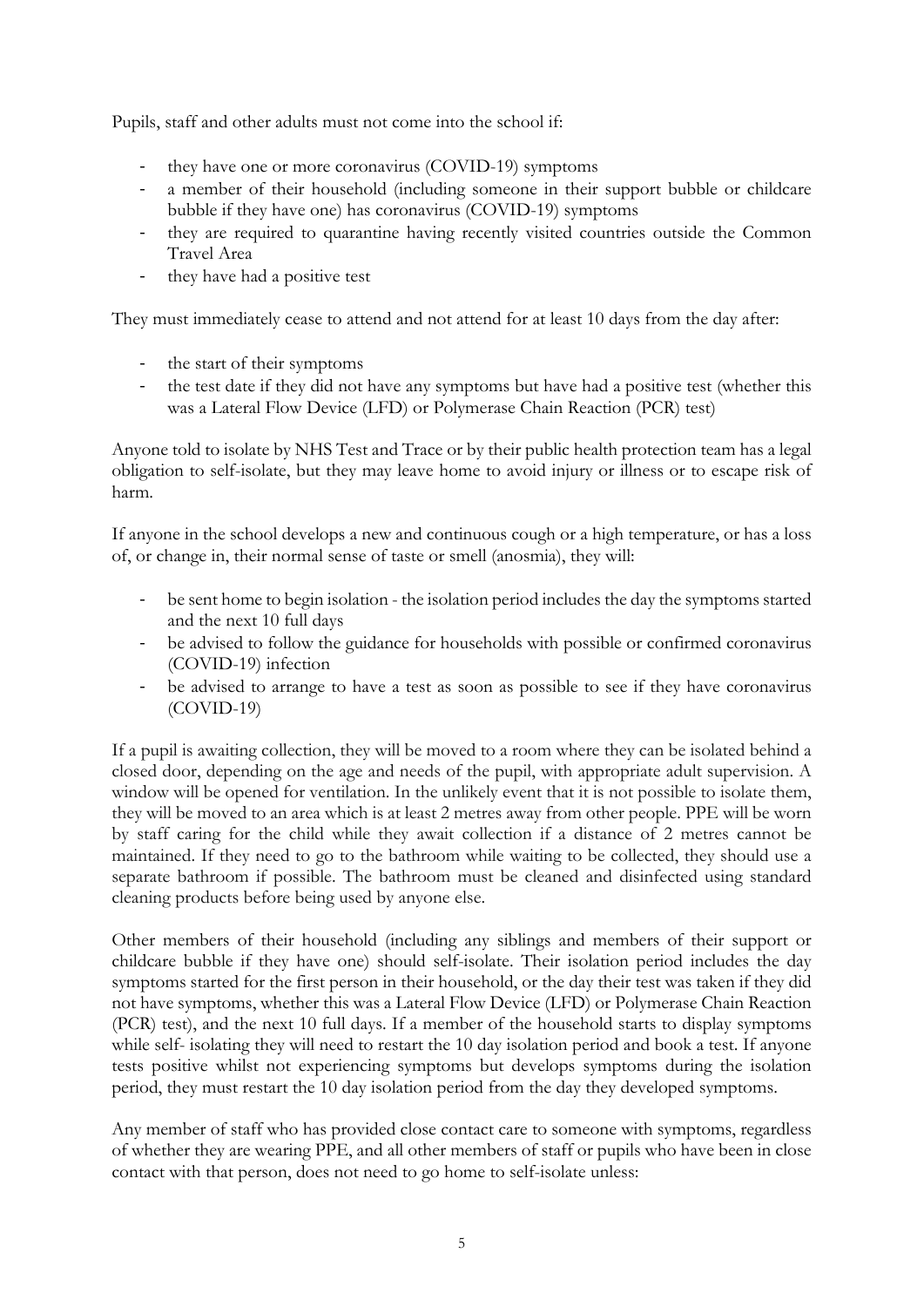Pupils, staff and other adults must not come into the school if:

- they have one or more coronavirus (COVID-19) symptoms
- a member of their household (including someone in their support bubble or childcare bubble if they have one) has coronavirus (COVID-19) symptoms
- they are required to quarantine having recently visited countries outside the Common Travel Area
- they have had a positive test

They must immediately cease to attend and not attend for at least 10 days from the day after:

- the start of their symptoms
- the test date if they did not have any symptoms but have had a positive test (whether this was a Lateral Flow Device (LFD) or Polymerase Chain Reaction (PCR) test)

Anyone told to isolate by NHS Test and Trace or by their public health protection team has a legal obligation to self-isolate, but they may leave home to avoid injury or illness or to escape risk of harm.

If anyone in the school develops a new and continuous cough or a high temperature, or has a loss of, or change in, their normal sense of taste or smell (anosmia), they will:

- be sent home to begin isolation - the isolation period includes the day the symptoms started and the next 10 full days
- be advised to follow the guidance for households with possible or confirmed coronavirus (COVID-19) infection
- be advised to arrange to have a test as soon as possible to see if they have coronavirus (COVID-19)

If a pupil is awaiting collection, they will be moved to a room where they can be isolated behind a closed door, depending on the age and needs of the pupil, with appropriate adult supervision. A window will be opened for ventilation. In the unlikely event that it is not possible to isolate them, they will be moved to an area which is at least 2 metres away from other people. PPE will be worn by staff caring for the child while they await collection if a distance of 2 metres cannot be maintained. If they need to go to the bathroom while waiting to be collected, they should use a separate bathroom if possible. The bathroom must be cleaned and disinfected using standard cleaning products before being used by anyone else.

Other members of their household (including any siblings and members of their support or childcare bubble if they have one) should self-isolate. Their isolation period includes the day symptoms started for the first person in their household, or the day their test was taken if they did not have symptoms, whether this was a Lateral Flow Device (LFD) or Polymerase Chain Reaction (PCR) test), and the next 10 full days. If a member of the household starts to display symptoms while self- isolating they will need to restart the 10 day isolation period and book a test. If anyone tests positive whilst not experiencing symptoms but develops symptoms during the isolation period, they must restart the 10 day isolation period from the day they developed symptoms.

Any member of staff who has provided close contact care to someone with symptoms, regardless of whether they are wearing PPE, and all other members of staff or pupils who have been in close contact with that person, does not need to go home to self-isolate unless: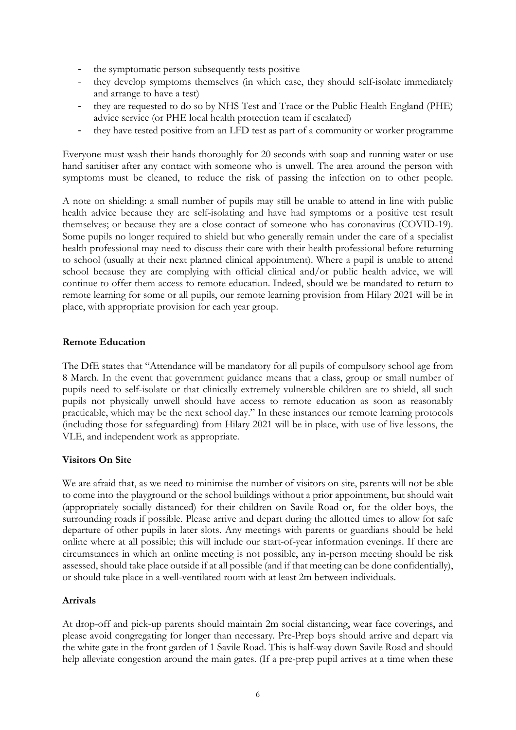- the symptomatic person subsequently tests positive
- they develop symptoms themselves (in which case, they should self-isolate immediately and arrange to have a test)
- they are requested to do so by NHS Test and Trace or the Public Health England (PHE) advice service (or PHE local health protection team if escalated)
- they have tested positive from an LFD test as part of a community or worker programme

Everyone must wash their hands thoroughly for 20 seconds with soap and running water or use hand sanitiser after any contact with someone who is unwell. The area around the person with symptoms must be cleaned, to reduce the risk of passing the infection on to other people.

A note on shielding: a small number of pupils may still be unable to attend in line with public health advice because they are self-isolating and have had symptoms or a positive test result themselves; or because they are a close contact of someone who has coronavirus (COVID-19). Some pupils no longer required to shield but who generally remain under the care of a specialist health professional may need to discuss their care with their health professional before returning to school (usually at their next planned clinical appointment). Where a pupil is unable to attend school because they are complying with official clinical and/or public health advice, we will continue to offer them access to remote education. Indeed, should we be mandated to return to remote learning for some or all pupils, our remote learning provision from Hilary 2021 will be in place, with appropriate provision for each year group.

**Remote Education**

The DfE states that "Attendance will be mandatory for all pupils of compulsory school age from 8 March. In the event that government guidance means that a class, group or small number of pupils need to self-isolate or that clinically extremely vulnerable children are to shield, all such pupils not physically unwell should have access to remote education as soon as reasonably practicable, which may be the next school day." In these instances our remote learning protocols (including those for safeguarding) from Hilary 2021 will be in place, with use of live lessons, the VLE, and independent work as appropriate.

**Visitors On Site**

We are afraid that, as we need to minimise the number of visitors on site, parents will not be able to come into the playground or the school buildings without a prior appointment, but should wait (appropriately socially distanced) for their children on Savile Road or, for the older boys, the surrounding roads if possible. Please arrive and depart during the allotted times to allow for safe departure of other pupils in later slots. Any meetings with parents or guardians should be held online where at all possible; this will include our start-of-year information evenings. If there are circumstances in which an online meeting is not possible, any in-person meeting should be risk assessed, should take place outside if at all possible (and if that meeting can be done confidentially), or should take place in a well-ventilated room with at least 2m between individuals.

**Arrivals**

At drop-off and pick-up parents should maintain 2m social distancing, wear face coverings, and please avoid congregating for longer than necessary. Pre-Prep boys should arrive and depart via the white gate in the front garden of 1 Savile Road. This is half-way down Savile Road and should help alleviate congestion around the main gates. (If a pre-prep pupil arrives at a time when these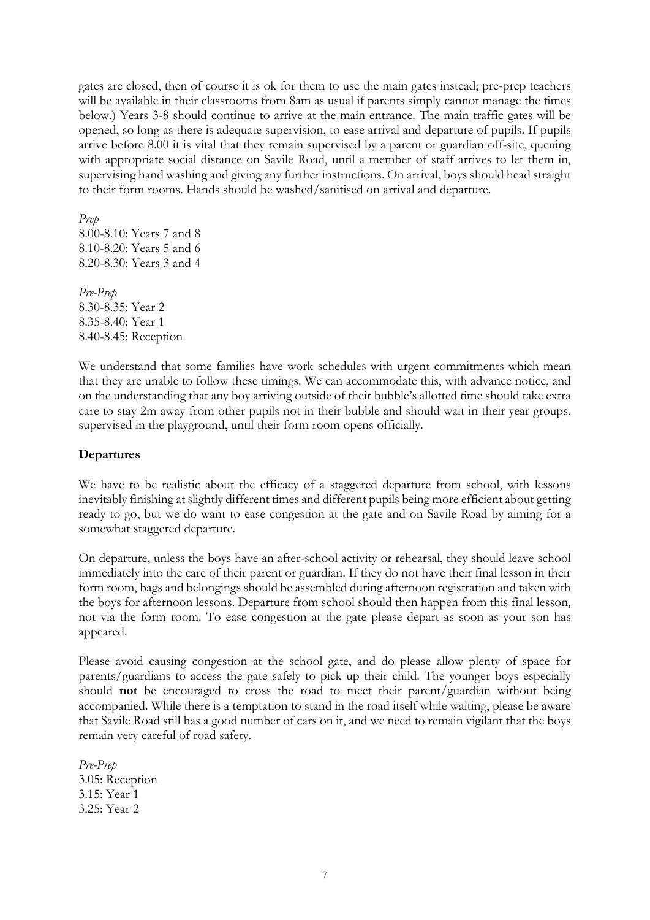gates are closed, then of course it is ok for them to use the main gates instead; pre-prep teachers will be available in their classrooms from 8am as usual if parents simply cannot manage the times below.) Years 3-8 should continue to arrive at the main entrance. The main traffic gates will be opened, so long as there is adequate supervision, to ease arrival and departure of pupils. If pupils arrive before 8.00 it is vital that they remain supervised by a parent or guardian off-site, queuing with appropriate social distance on Savile Road, until a member of staff arrives to let them in, supervising hand washing and giving any further instructions. On arrival, boys should head straight to their form rooms. Hands should be washed/sanitised on arrival and departure.

*Prep*
8.00-8.10: Years 7 and 8
8.10-8.20: Years 5 and 6
8.20-8.30: Years 3 and 4

*Pre-Prep*
8.30-8.35: Year 2
8.35-8.40: Year 1
8.40-8.45: Reception

We understand that some families have work schedules with urgent commitments which mean that they are unable to follow these timings. We can accommodate this, with advance notice, and on the understanding that any boy arriving outside of their bubble's allotted time should take extra care to stay 2m away from other pupils not in their bubble and should wait in their year groups, supervised in the playground, until their form room opens officially.

**Departures**

We have to be realistic about the efficacy of a staggered departure from school, with lessons inevitably finishing at slightly different times and different pupils being more efficient about getting ready to go, but we do want to ease congestion at the gate and on Savile Road by aiming for a somewhat staggered departure.

On departure, unless the boys have an after-school activity or rehearsal, they should leave school immediately into the care of their parent or guardian. If they do not have their final lesson in their form room, bags and belongings should be assembled during afternoon registration and taken with the boys for afternoon lessons. Departure from school should then happen from this final lesson, not via the form room. To ease congestion at the gate please depart as soon as your son has appeared.

Please avoid causing congestion at the school gate, and do please allow plenty of space for parents/guardians to access the gate safely to pick up their child. The younger boys especially should **not** be encouraged to cross the road to meet their parent/guardian without being accompanied. While there is a temptation to stand in the road itself while waiting, please be aware that Savile Road still has a good number of cars on it, and we need to remain vigilant that the boys remain very careful of road safety.

*Pre-Prep*
3.05: Reception
3.15: Year 1
3.25: Year 2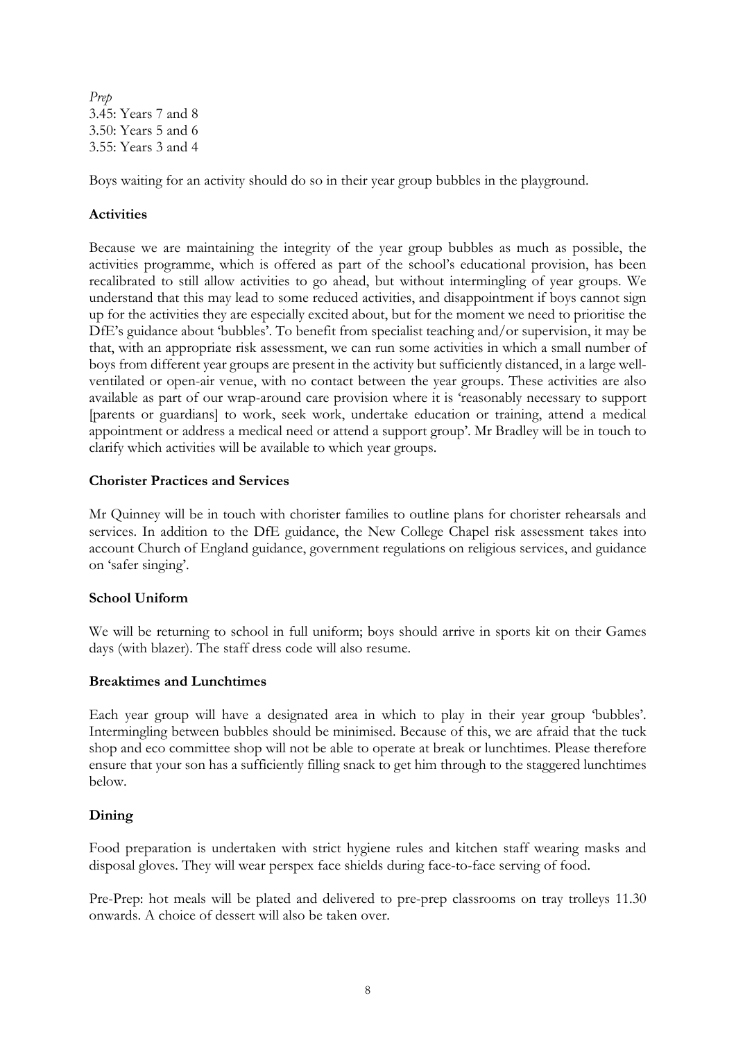*Prep*
3.45: Years 7 and 8
3.50: Years 5 and 6
3.55: Years 3 and 4

Boys waiting for an activity should do so in their year group bubbles in the playground.

**Activities**

Because we are maintaining the integrity of the year group bubbles as much as possible, the activities programme, which is offered as part of the school's educational provision, has been recalibrated to still allow activities to go ahead, but without intermingling of year groups. We understand that this may lead to some reduced activities, and disappointment if boys cannot sign up for the activities they are especially excited about, but for the moment we need to prioritise the DfE's guidance about 'bubbles'. To benefit from specialist teaching and/or supervision, it may be that, with an appropriate risk assessment, we can run some activities in which a small number of boys from different year groups are present in the activity but sufficiently distanced, in a large well-ventilated or open-air venue, with no contact between the year groups. These activities are also available as part of our wrap-around care provision where it is 'reasonably necessary to support [parents or guardians] to work, seek work, undertake education or training, attend a medical appointment or address a medical need or attend a support group'. Mr Bradley will be in touch to clarify which activities will be available to which year groups.

**Chorister Practices and Services**

Mr Quinney will be in touch with chorister families to outline plans for chorister rehearsals and services. In addition to the DfE guidance, the New College Chapel risk assessment takes into account Church of England guidance, government regulations on religious services, and guidance on 'safer singing'.

**School Uniform**

We will be returning to school in full uniform; boys should arrive in sports kit on their Games days (with blazer). The staff dress code will also resume.

**Breaktimes and Lunchtimes**

Each year group will have a designated area in which to play in their year group 'bubbles'. Intermingling between bubbles should be minimised. Because of this, we are afraid that the tuck shop and eco committee shop will not be able to operate at break or lunchtimes. Please therefore ensure that your son has a sufficiently filling snack to get him through to the staggered lunchtimes below.

**Dining**

Food preparation is undertaken with strict hygiene rules and kitchen staff wearing masks and disposal gloves. They will wear perspex face shields during face-to-face serving of food.

Pre-Prep: hot meals will be plated and delivered to pre-prep classrooms on tray trolleys 11.30 onwards. A choice of dessert will also be taken over.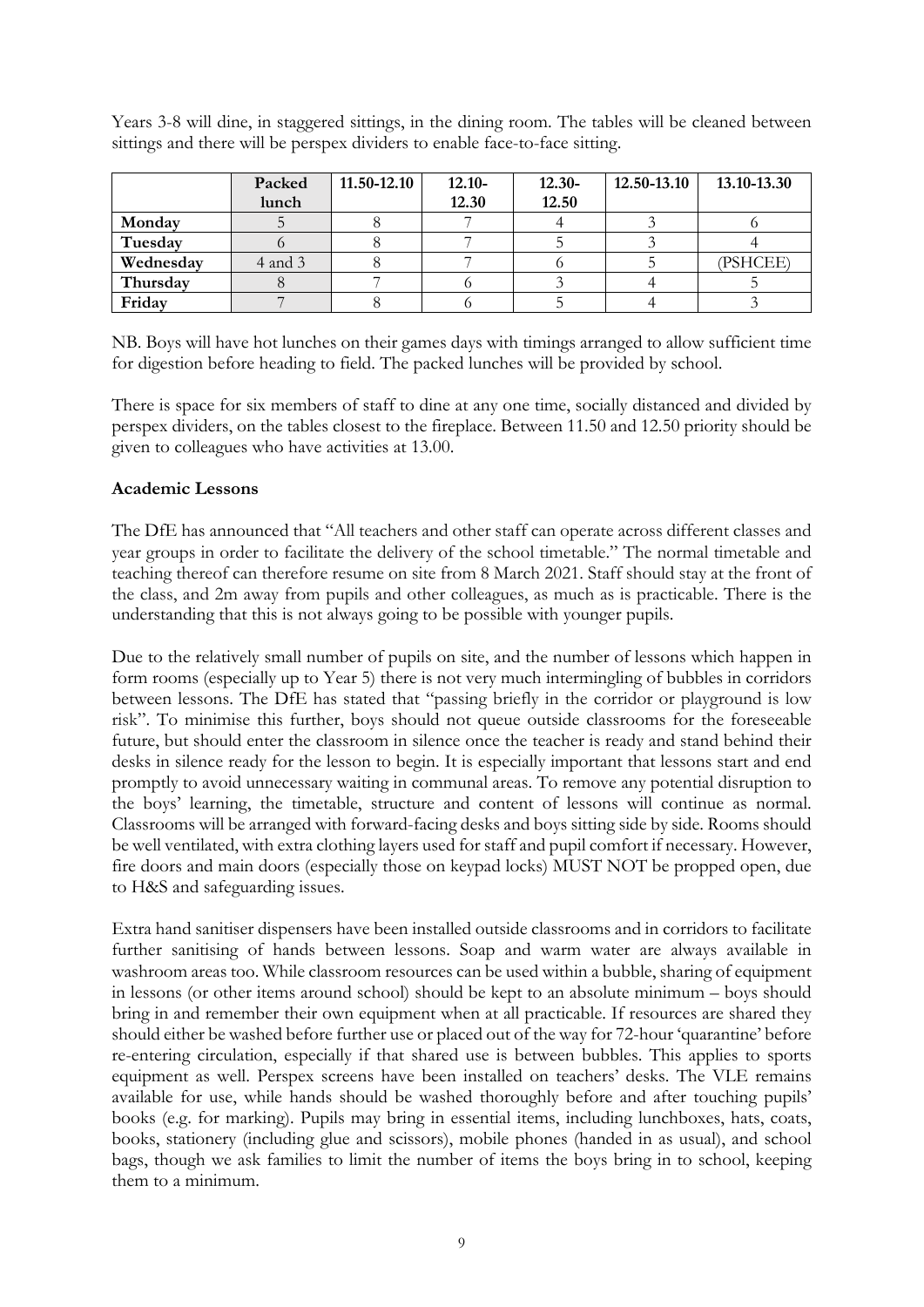Years 3-8 will dine, in staggered sittings, in the dining room. The tables will be cleaned between sittings and there will be perspex dividers to enable face-to-face sitting.

| | Packed lunch | 11.50-12.10 | 12.10-12.30 | 12.30-12.50 | 12.50-13.10 | 13.10-13.30 |
|---|---|---|---|---|---|---|
| **Monday** | 5 | 8 | 7 | 4 | 3 | 6 |
| **Tuesday** | 6 | 8 | 7 | 5 | 3 | 4 |
| **Wednesday** | 4 and 3 | 8 | 7 | 6 | 5 | (PSHCEE) |
| **Thursday** | 8 | 7 | 6 | 3 | 4 | 5 |
| **Friday** | 7 | 8 | 6 | 5 | 4 | 3 |

NB. Boys will have hot lunches on their games days with timings arranged to allow sufficient time for digestion before heading to field. The packed lunches will be provided by school.

There is space for six members of staff to dine at any one time, socially distanced and divided by perspex dividers, on the tables closest to the fireplace. Between 11.50 and 12.50 priority should be given to colleagues who have activities at 13.00.

**Academic Lessons**

The DfE has announced that "All teachers and other staff can operate across different classes and year groups in order to facilitate the delivery of the school timetable." The normal timetable and teaching thereof can therefore resume on site from 8 March 2021. Staff should stay at the front of the class, and 2m away from pupils and other colleagues, as much as is practicable. There is the understanding that this is not always going to be possible with younger pupils.

Due to the relatively small number of pupils on site, and the number of lessons which happen in form rooms (especially up to Year 5) there is not very much intermingling of bubbles in corridors between lessons. The DfE has stated that "passing briefly in the corridor or playground is low risk". To minimise this further, boys should not queue outside classrooms for the foreseeable future, but should enter the classroom in silence once the teacher is ready and stand behind their desks in silence ready for the lesson to begin. It is especially important that lessons start and end promptly to avoid unnecessary waiting in communal areas. To remove any potential disruption to the boys' learning, the timetable, structure and content of lessons will continue as normal. Classrooms will be arranged with forward-facing desks and boys sitting side by side. Rooms should be well ventilated, with extra clothing layers used for staff and pupil comfort if necessary. However, fire doors and main doors (especially those on keypad locks) MUST NOT be propped open, due to H&S and safeguarding issues.

Extra hand sanitiser dispensers have been installed outside classrooms and in corridors to facilitate further sanitising of hands between lessons. Soap and warm water are always available in washroom areas too. While classroom resources can be used within a bubble, sharing of equipment in lessons (or other items around school) should be kept to an absolute minimum – boys should bring in and remember their own equipment when at all practicable. If resources are shared they should either be washed before further use or placed out of the way for 72-hour 'quarantine' before re-entering circulation, especially if that shared use is between bubbles. This applies to sports equipment as well. Perspex screens have been installed on teachers' desks. The VLE remains available for use, while hands should be washed thoroughly before and after touching pupils' books (e.g. for marking). Pupils may bring in essential items, including lunchboxes, hats, coats, books, stationery (including glue and scissors), mobile phones (handed in as usual), and school bags, though we ask families to limit the number of items the boys bring in to school, keeping them to a minimum.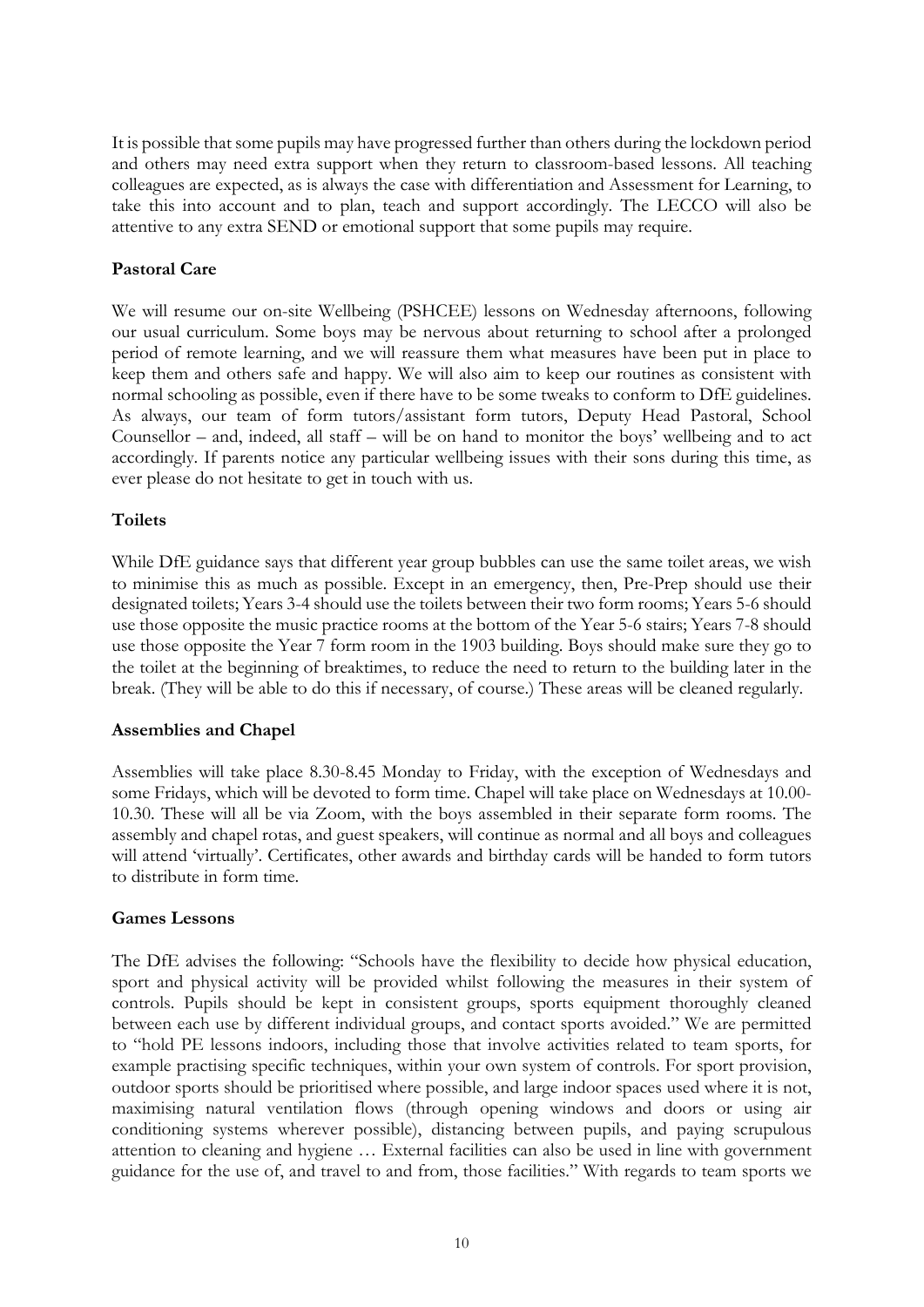It is possible that some pupils may have progressed further than others during the lockdown period and others may need extra support when they return to classroom-based lessons. All teaching colleagues are expected, as is always the case with differentiation and Assessment for Learning, to take this into account and to plan, teach and support accordingly. The LECCO will also be attentive to any extra SEND or emotional support that some pupils may require.

**Pastoral Care**

We will resume our on-site Wellbeing (PSHCEE) lessons on Wednesday afternoons, following our usual curriculum. Some boys may be nervous about returning to school after a prolonged period of remote learning, and we will reassure them what measures have been put in place to keep them and others safe and happy. We will also aim to keep our routines as consistent with normal schooling as possible, even if there have to be some tweaks to conform to DfE guidelines. As always, our team of form tutors/assistant form tutors, Deputy Head Pastoral, School Counsellor – and, indeed, all staff – will be on hand to monitor the boys' wellbeing and to act accordingly. If parents notice any particular wellbeing issues with their sons during this time, as ever please do not hesitate to get in touch with us.

**Toilets**

While DfE guidance says that different year group bubbles can use the same toilet areas, we wish to minimise this as much as possible. Except in an emergency, then, Pre-Prep should use their designated toilets; Years 3-4 should use the toilets between their two form rooms; Years 5-6 should use those opposite the music practice rooms at the bottom of the Year 5-6 stairs; Years 7-8 should use those opposite the Year 7 form room in the 1903 building. Boys should make sure they go to the toilet at the beginning of breaktimes, to reduce the need to return to the building later in the break. (They will be able to do this if necessary, of course.) These areas will be cleaned regularly.

**Assemblies and Chapel**

Assemblies will take place 8.30-8.45 Monday to Friday, with the exception of Wednesdays and some Fridays, which will be devoted to form time. Chapel will take place on Wednesdays at 10.00-10.30. These will all be via Zoom, with the boys assembled in their separate form rooms. The assembly and chapel rotas, and guest speakers, will continue as normal and all boys and colleagues will attend 'virtually'. Certificates, other awards and birthday cards will be handed to form tutors to distribute in form time.

**Games Lessons**

The DfE advises the following: "Schools have the flexibility to decide how physical education, sport and physical activity will be provided whilst following the measures in their system of controls. Pupils should be kept in consistent groups, sports equipment thoroughly cleaned between each use by different individual groups, and contact sports avoided." We are permitted to "hold PE lessons indoors, including those that involve activities related to team sports, for example practising specific techniques, within your own system of controls. For sport provision, outdoor sports should be prioritised where possible, and large indoor spaces used where it is not, maximising natural ventilation flows (through opening windows and doors or using air conditioning systems wherever possible), distancing between pupils, and paying scrupulous attention to cleaning and hygiene … External facilities can also be used in line with government guidance for the use of, and travel to and from, those facilities." With regards to team sports we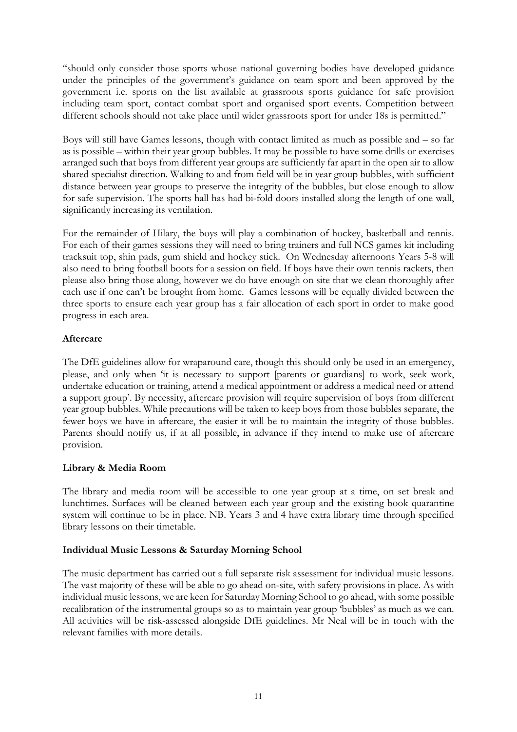"should only consider those sports whose national governing bodies have developed guidance under the principles of the government's guidance on team sport and been approved by the government i.e. sports on the list available at grassroots sports guidance for safe provision including team sport, contact combat sport and organised sport events. Competition between different schools should not take place until wider grassroots sport for under 18s is permitted."

Boys will still have Games lessons, though with contact limited as much as possible and – so far as is possible – within their year group bubbles. It may be possible to have some drills or exercises arranged such that boys from different year groups are sufficiently far apart in the open air to allow shared specialist direction. Walking to and from field will be in year group bubbles, with sufficient distance between year groups to preserve the integrity of the bubbles, but close enough to allow for safe supervision. The sports hall has had bi-fold doors installed along the length of one wall, significantly increasing its ventilation.

For the remainder of Hilary, the boys will play a combination of hockey, basketball and tennis. For each of their games sessions they will need to bring trainers and full NCS games kit including tracksuit top, shin pads, gum shield and hockey stick. On Wednesday afternoons Years 5-8 will also need to bring football boots for a session on field. If boys have their own tennis rackets, then please also bring those along, however we do have enough on site that we clean thoroughly after each use if one can't be brought from home. Games lessons will be equally divided between the three sports to ensure each year group has a fair allocation of each sport in order to make good progress in each area.

**Aftercare**

The DfE guidelines allow for wraparound care, though this should only be used in an emergency, please, and only when 'it is necessary to support [parents or guardians] to work, seek work, undertake education or training, attend a medical appointment or address a medical need or attend a support group'. By necessity, aftercare provision will require supervision of boys from different year group bubbles. While precautions will be taken to keep boys from those bubbles separate, the fewer boys we have in aftercare, the easier it will be to maintain the integrity of those bubbles. Parents should notify us, if at all possible, in advance if they intend to make use of aftercare provision.

**Library & Media Room**

The library and media room will be accessible to one year group at a time, on set break and lunchtimes. Surfaces will be cleaned between each year group and the existing book quarantine system will continue to be in place. NB. Years 3 and 4 have extra library time through specified library lessons on their timetable.

**Individual Music Lessons & Saturday Morning School**

The music department has carried out a full separate risk assessment for individual music lessons. The vast majority of these will be able to go ahead on-site, with safety provisions in place. As with individual music lessons, we are keen for Saturday Morning School to go ahead, with some possible recalibration of the instrumental groups so as to maintain year group 'bubbles' as much as we can. All activities will be risk-assessed alongside DfE guidelines. Mr Neal will be in touch with the relevant families with more details.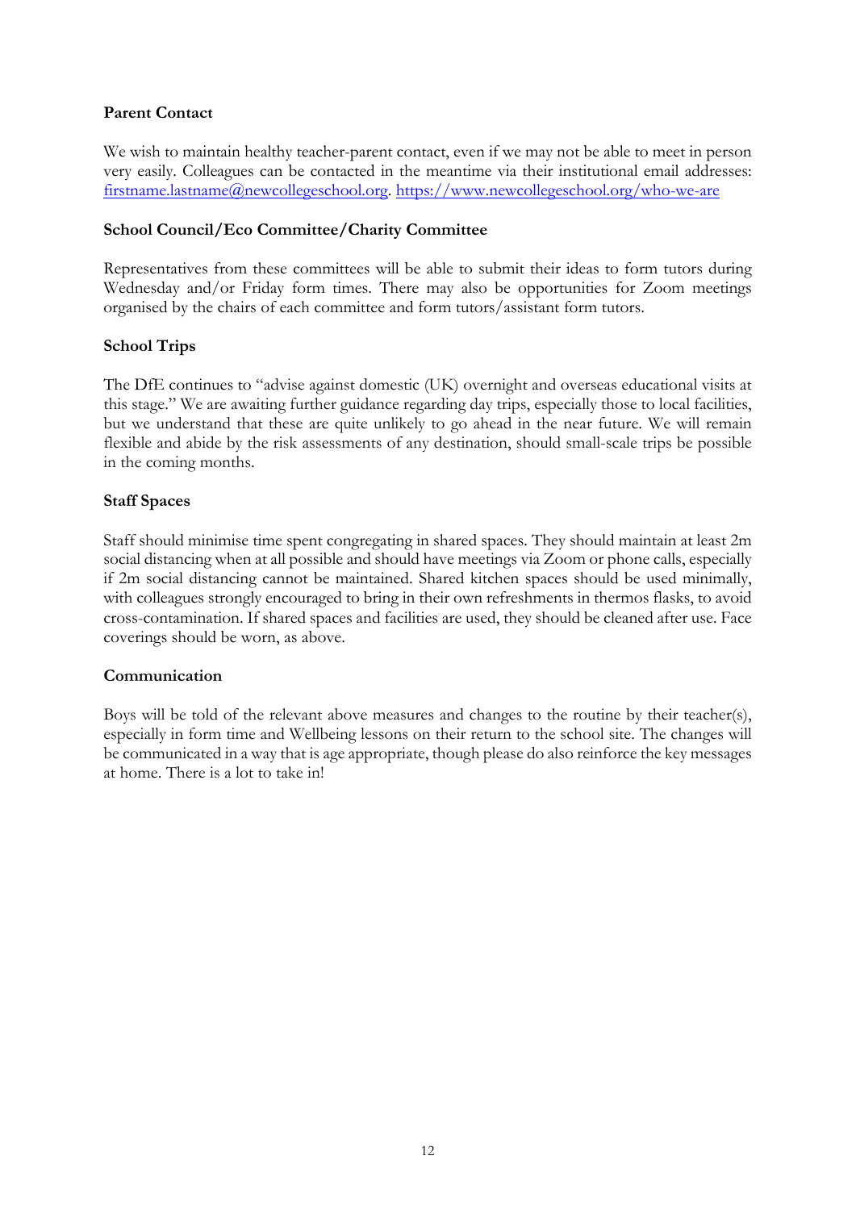**Parent Contact**

We wish to maintain healthy teacher-parent contact, even if we may not be able to meet in person very easily. Colleagues can be contacted in the meantime via their institutional email addresses: firstname.lastname@newcollegeschool.org. https://www.newcollegeschool.org/who-we-are

**School Council/Eco Committee/Charity Committee**

Representatives from these committees will be able to submit their ideas to form tutors during Wednesday and/or Friday form times. There may also be opportunities for Zoom meetings organised by the chairs of each committee and form tutors/assistant form tutors.

**School Trips**

The DfE continues to "advise against domestic (UK) overnight and overseas educational visits at this stage." We are awaiting further guidance regarding day trips, especially those to local facilities, but we understand that these are quite unlikely to go ahead in the near future. We will remain flexible and abide by the risk assessments of any destination, should small-scale trips be possible in the coming months.

**Staff Spaces**

Staff should minimise time spent congregating in shared spaces. They should maintain at least 2m social distancing when at all possible and should have meetings via Zoom or phone calls, especially if 2m social distancing cannot be maintained. Shared kitchen spaces should be used minimally, with colleagues strongly encouraged to bring in their own refreshments in thermos flasks, to avoid cross-contamination. If shared spaces and facilities are used, they should be cleaned after use. Face coverings should be worn, as above.

**Communication**

Boys will be told of the relevant above measures and changes to the routine by their teacher(s), especially in form time and Wellbeing lessons on their return to the school site. The changes will be communicated in a way that is age appropriate, though please do also reinforce the key messages at home. There is a lot to take in!